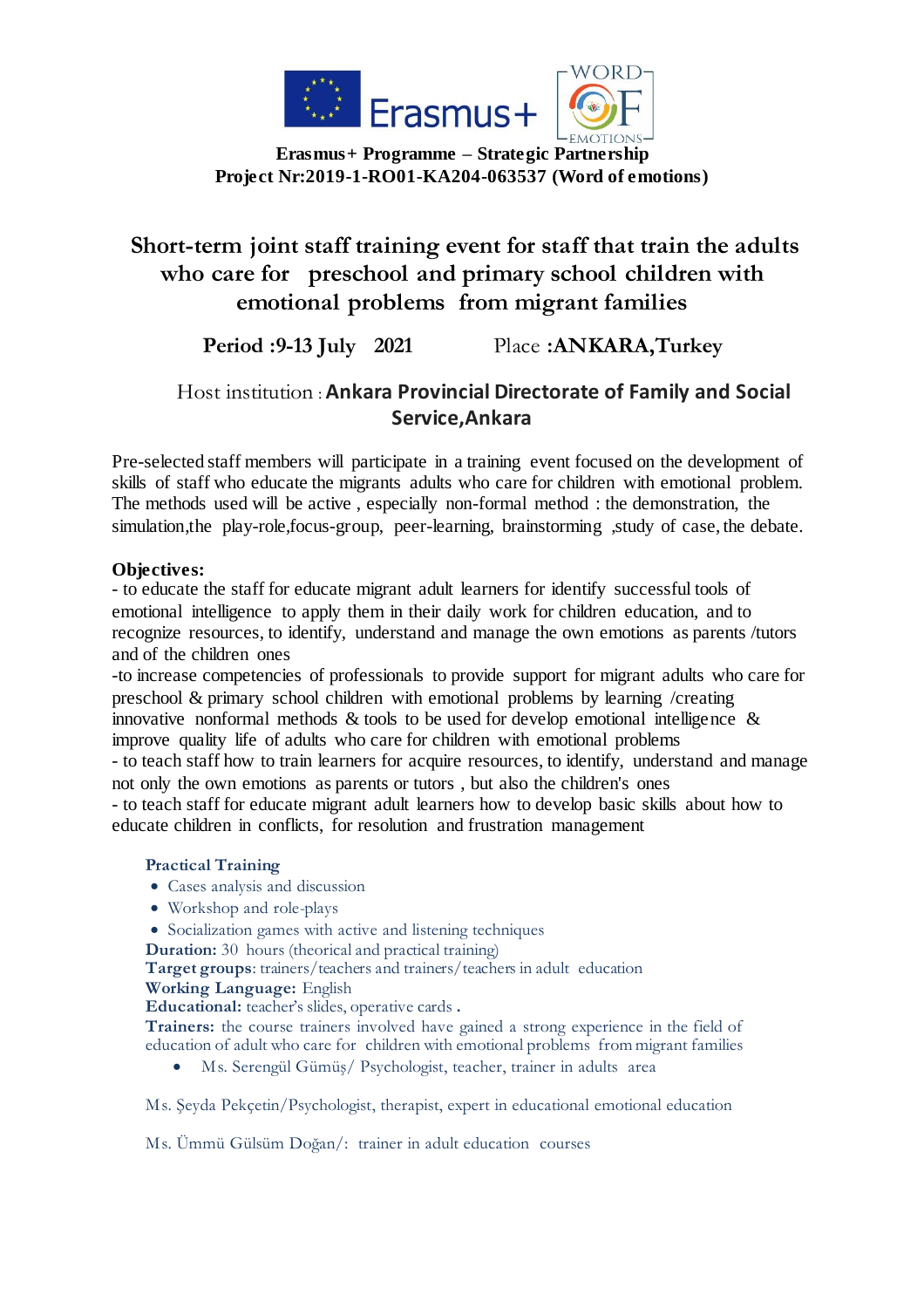**Erasmus+ Programme – Strategic Partnership**
**Project Nr:2019-1-RO01-KA204-063537 (Word of emotions)**

# Short-term joint staff training event for staff that train the adults who care for preschool and primary school children with emotional problems from migrant families

**Period :9-13 July 2021** Place **:ANKARA,Turkey**

Host institution : **Ankara Provincial Directorate of Family and Social Service,Ankara**

Pre-selected staff members will participate in a training event focused on the development of skills of staff who educate the migrants adults who care for children with emotional problem. The methods used will be active , especially non-formal method : the demonstration, the simulation,the play-role,focus-group, peer-learning, brainstorming ,study of case, the debate.

**Objectives:**

- to educate the staff for educate migrant adult learners for identify successful tools of emotional intelligence to apply them in their daily work for children education, and to recognize resources, to identify, understand and manage the own emotions as parents /tutors and of the children ones
- to increase competencies of professionals to provide support for migrant adults who care for preschool & primary school children with emotional problems by learning /creating innovative nonformal methods & tools to be used for develop emotional intelligence & improve quality life of adults who care for children with emotional problems
- to teach staff how to train learners for acquire resources, to identify, understand and manage not only the own emotions as parents or tutors , but also the children's ones
- to teach staff for educate migrant adult learners how to develop basic skills about how to educate children in conflicts, for resolution and frustration management

**Practical Training**

- Cases analysis and discussion
- Workshop and role-plays
- Socialization games with active and listening techniques

**Duration:** 30 hours (theorical and practical training)
**Target groups**: trainers/teachers and trainers/teachers in adult education
**Working Language:** English
**Educational:** teacher's slides, operative cards .
**Trainers:** the course trainers involved have gained a strong experience in the field of education of adult who care for children with emotional problems from migrant families

- Ms. Serengül Gümüş/ Psychologist, teacher, trainer in adults area

Ms. Şeyda Pekçetin/Psychologist, therapist, expert in educational emotional education

Ms. Ümmü Gülsüm Doğan/: trainer in adult education courses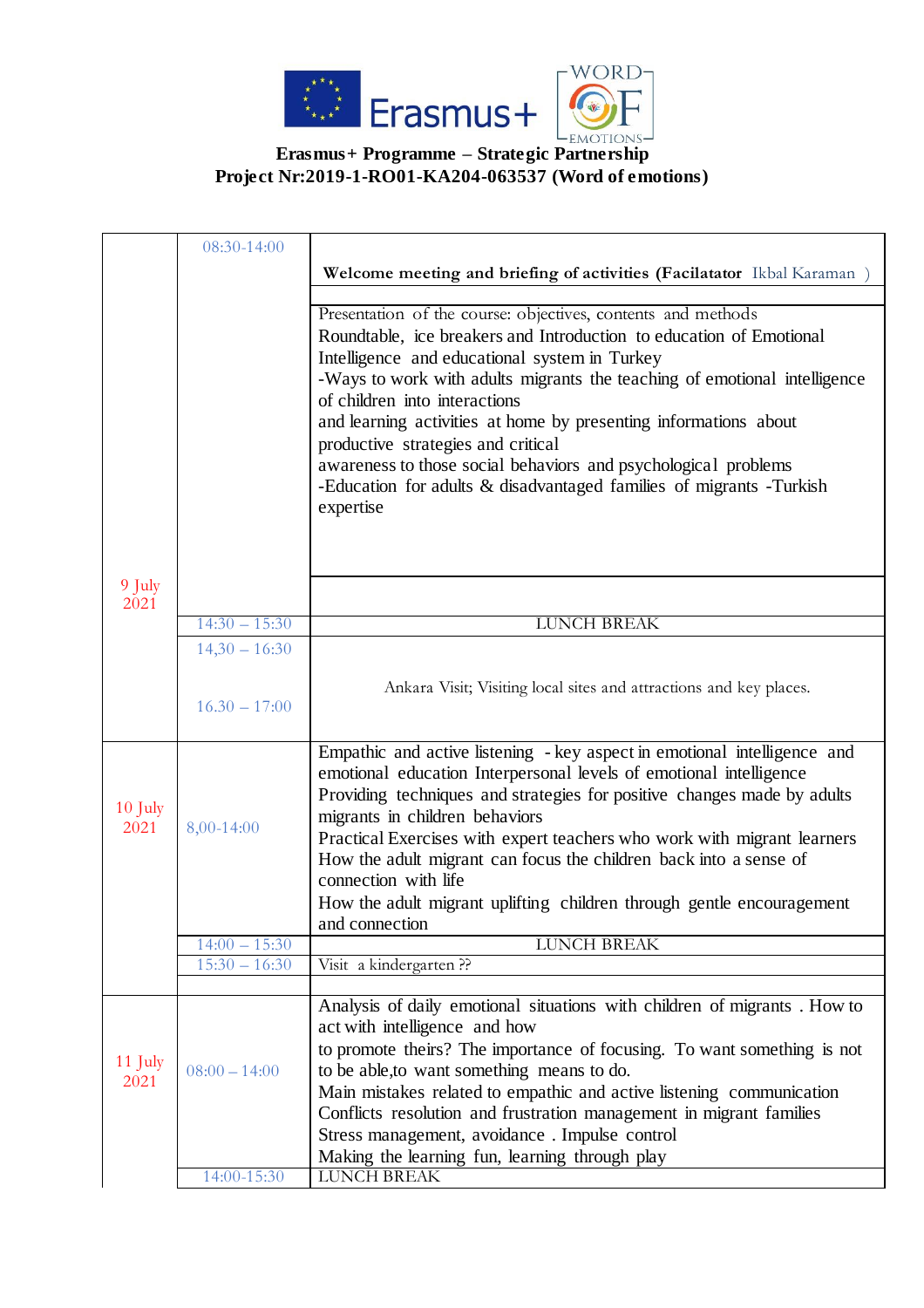**Erasmus+ Programme – Strategic Partnership**
**Project Nr:2019-1-RO01-KA204-063537 (Word of emotions)**

| | | |
|---|---|---|
| 9 July 2021 | 08:30-14:00 | **Welcome meeting and briefing of activities (Facilatator** Ikbal Karaman ) |
| | | Presentation of the course: objectives, contents and methods<br>Roundtable, ice breakers and Introduction to education of Emotional Intelligence and educational system in Turkey<br>-Ways to work with adults migrants the teaching of emotional intelligence of children into interactions<br>and learning activities at home by presenting informations about productive strategies and critical<br>awareness to those social behaviors and psychological problems<br>-Education for adults & disadvantaged families of migrants -Turkish expertise |
| | 14:30 – 15:30 | LUNCH BREAK |
| | 14,30 – 16:30<br>16.30 – 17:00 | Ankara Visit; Visiting local sites and attractions and key places. |
| 10 July 2021 | 8,00-14:00 | Empathic and active listening - key aspect in emotional intelligence and emotional education Interpersonal levels of emotional intelligence<br>Providing techniques and strategies for positive changes made by adults migrants in children behaviors<br>Practical Exercises with expert teachers who work with migrant learners<br>How the adult migrant can focus the children back into a sense of connection with life<br>How the adult migrant uplifting children through gentle encouragement and connection |
| | 14:00 – 15:30 | LUNCH BREAK |
| | 15:30 – 16:30 | Visit a kindergarten ?? |
| 11 July 2021 | 08:00 – 14:00 | Analysis of daily emotional situations with children of migrants . How to act with intelligence and how<br>to promote theirs? The importance of focusing. To want something is not to be able,to want something means to do.<br>Main mistakes related to empathic and active listening communication<br>Conflicts resolution and frustration management in migrant families<br>Stress management, avoidance . Impulse control<br>Making the learning fun, learning through play |
| | 14:00-15:30 | LUNCH BREAK |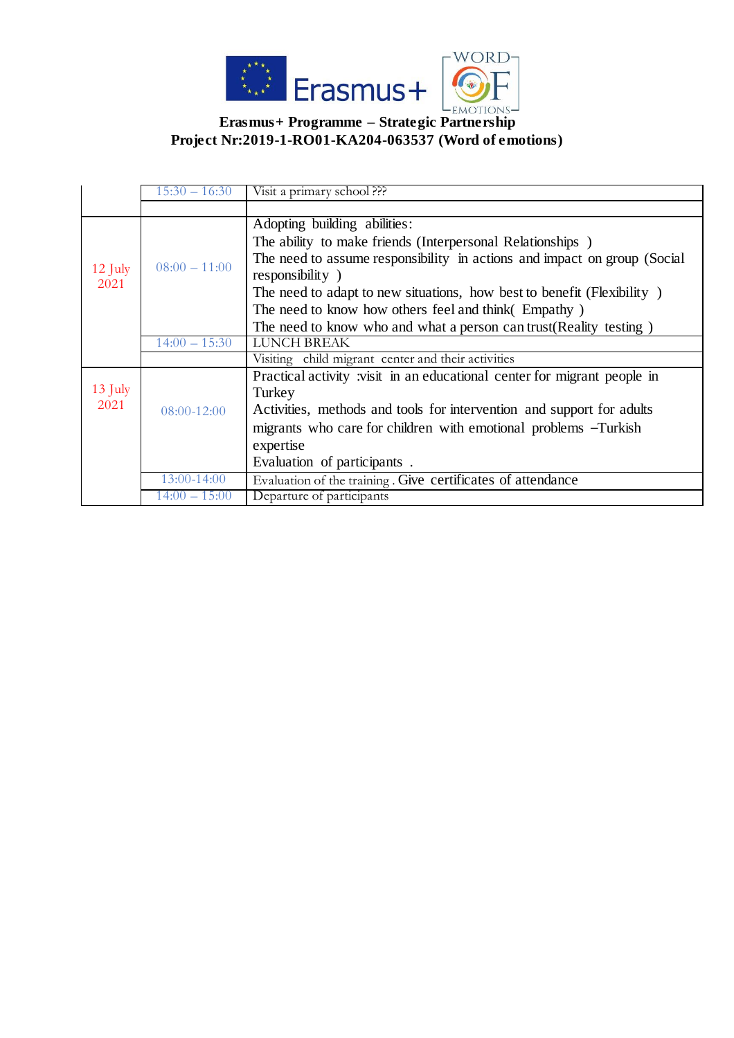**Erasmus+ Programme – Strategic Partnership**
**Project Nr:2019-1-RO01-KA204-063537 (Word of emotions)**

| | | |
|---|---|---|
| | 15:30 – 16:30 | Visit a primary school ??? |
| | | |
| 12 July 2021 | 08:00 – 11:00 | Adopting building abilities:<br>The ability to make friends (Interpersonal Relationships )<br>The need to assume responsibility in actions and impact on group (Social responsibility )<br>The need to adapt to new situations, how best to benefit (Flexibility )<br>The need to know how others feel and think( Empathy )<br>The need to know who and what a person can trust(Reality testing ) |
| | 14:00 – 15:30 | LUNCH BREAK |
| | | Visiting child migrant center and their activities |
| 13 July 2021 | 08:00-12:00 | Practical activity :visit in an educational center for migrant people in Turkey<br>Activities, methods and tools for intervention and support for adults migrants who care for children with emotional problems –Turkish expertise<br>Evaluation of participants . |
| | 13:00-14:00 | Evaluation of the training . Give certificates of attendance |
| | 14:00 – 15:00 | Departure of participants |